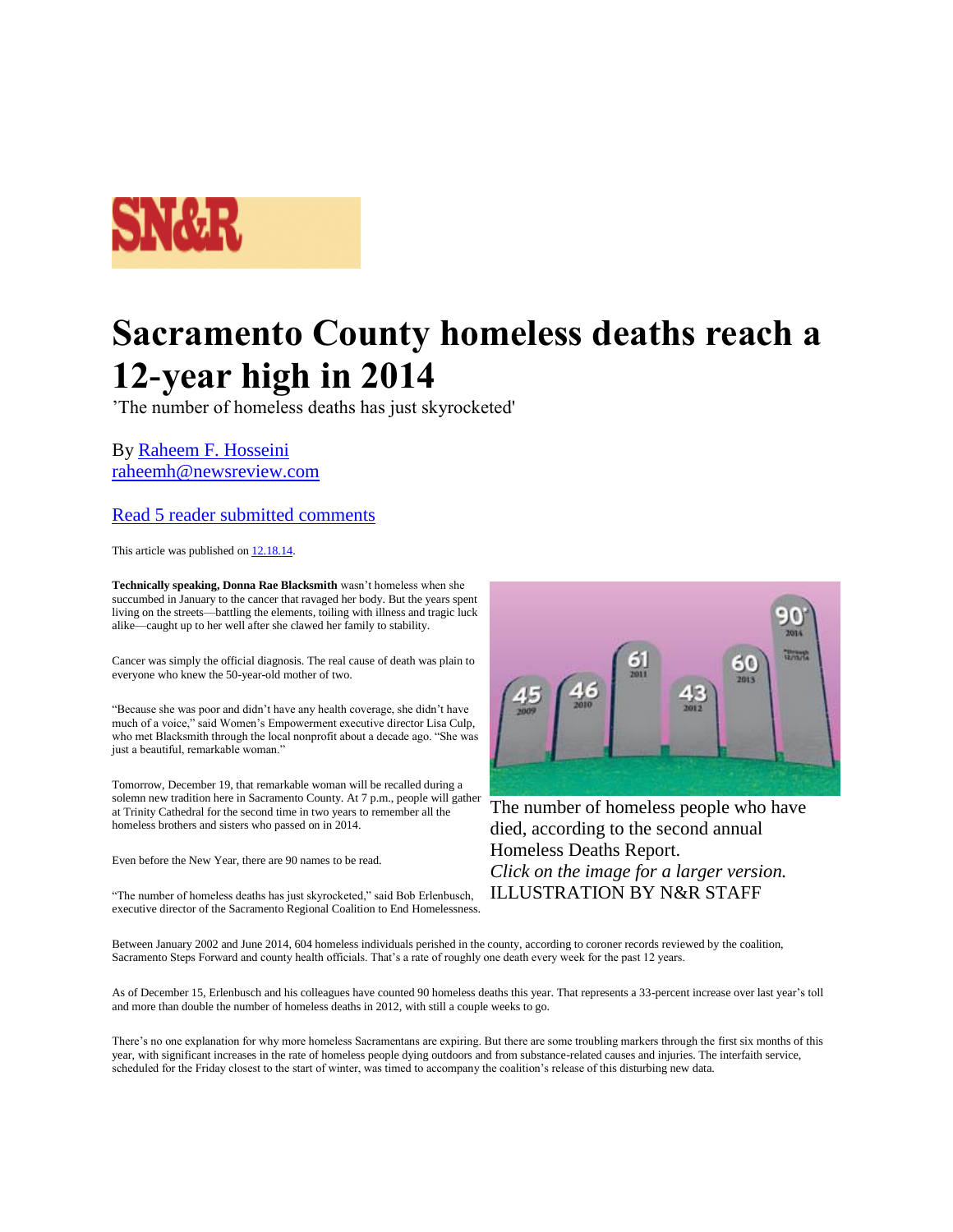SN&R

# Sacramento County homeless deaths reach a 12-year high in 2014

'The number of homeless deaths has just skyrocketed'

By Raheem F. Hosseini
raheemh@newsreview.com

Read 5 reader submitted comments

This article was published on 12.18.14.

**Technically speaking, Donna Rae Blacksmith** wasn't homeless when she succumbed in January to the cancer that ravaged her body. But the years spent living on the streets—battling the elements, toiling with illness and tragic luck alike—caught up to her well after she clawed her family to stability.

Cancer was simply the official diagnosis. The real cause of death was plain to everyone who knew the 50-year-old mother of two.

"Because she was poor and didn't have any health coverage, she didn't have much of a voice," said Women's Empowerment executive director Lisa Culp, who met Blacksmith through the local nonprofit about a decade ago. "She was just a beautiful, remarkable woman."

Tomorrow, December 19, that remarkable woman will be recalled during a solemn new tradition here in Sacramento County. At 7 p.m., people will gather at Trinity Cathedral for the second time in two years to remember all the homeless brothers and sisters who passed on in 2014.

Even before the New Year, there are 90 names to be read.

"The number of homeless deaths has just skyrocketed," said Bob Erlenbusch, executive director of the Sacramento Regional Coalition to End Homelessness.

The number of homeless people who have died, according to the second annual Homeless Deaths Report. *Click on the image for a larger version.* ILLUSTRATION BY N&R STAFF

Between January 2002 and June 2014, 604 homeless individuals perished in the county, according to coroner records reviewed by the coalition, Sacramento Steps Forward and county health officials. That's a rate of roughly one death every week for the past 12 years.

As of December 15, Erlenbusch and his colleagues have counted 90 homeless deaths this year. That represents a 33-percent increase over last year's toll and more than double the number of homeless deaths in 2012, with still a couple weeks to go.

There's no one explanation for why more homeless Sacramentans are expiring. But there are some troubling markers through the first six months of this year, with significant increases in the rate of homeless people dying outdoors and from substance-related causes and injuries. The interfaith service, scheduled for the Friday closest to the start of winter, was timed to accompany the coalition's release of this disturbing new data.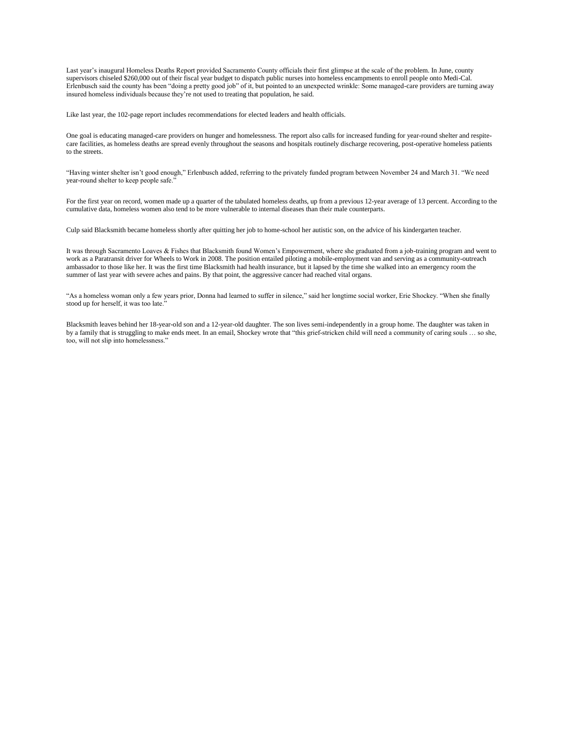Last year's inaugural Homeless Deaths Report provided Sacramento County officials their first glimpse at the scale of the problem. In June, county supervisors chiseled $260,000 out of their fiscal year budget to dispatch public nurses into homeless encampments to enroll people onto Medi-Cal. Erlenbusch said the county has been "doing a pretty good job" of it, but pointed to an unexpected wrinkle: Some managed-care providers are turning away insured homeless individuals because they're not used to treating that population, he said.

Like last year, the 102-page report includes recommendations for elected leaders and health officials.

One goal is educating managed-care providers on hunger and homelessness. The report also calls for increased funding for year-round shelter and respite-care facilities, as homeless deaths are spread evenly throughout the seasons and hospitals routinely discharge recovering, post-operative homeless patients to the streets.

"Having winter shelter isn't good enough," Erlenbusch added, referring to the privately funded program between November 24 and March 31. "We need year-round shelter to keep people safe."

For the first year on record, women made up a quarter of the tabulated homeless deaths, up from a previous 12-year average of 13 percent. According to the cumulative data, homeless women also tend to be more vulnerable to internal diseases than their male counterparts.

Culp said Blacksmith became homeless shortly after quitting her job to home-school her autistic son, on the advice of his kindergarten teacher.

It was through Sacramento Loaves & Fishes that Blacksmith found Women's Empowerment, where she graduated from a job-training program and went to work as a Paratransit driver for Wheels to Work in 2008. The position entailed piloting a mobile-employment van and serving as a community-outreach ambassador to those like her. It was the first time Blacksmith had health insurance, but it lapsed by the time she walked into an emergency room the summer of last year with severe aches and pains. By that point, the aggressive cancer had reached vital organs.

"As a homeless woman only a few years prior, Donna had learned to suffer in silence," said her longtime social worker, Erie Shockey. "When she finally stood up for herself, it was too late."

Blacksmith leaves behind her 18-year-old son and a 12-year-old daughter. The son lives semi-independently in a group home. The daughter was taken in by a family that is struggling to make ends meet. In an email, Shockey wrote that "this grief-stricken child will need a community of caring souls … so she, too, will not slip into homelessness."